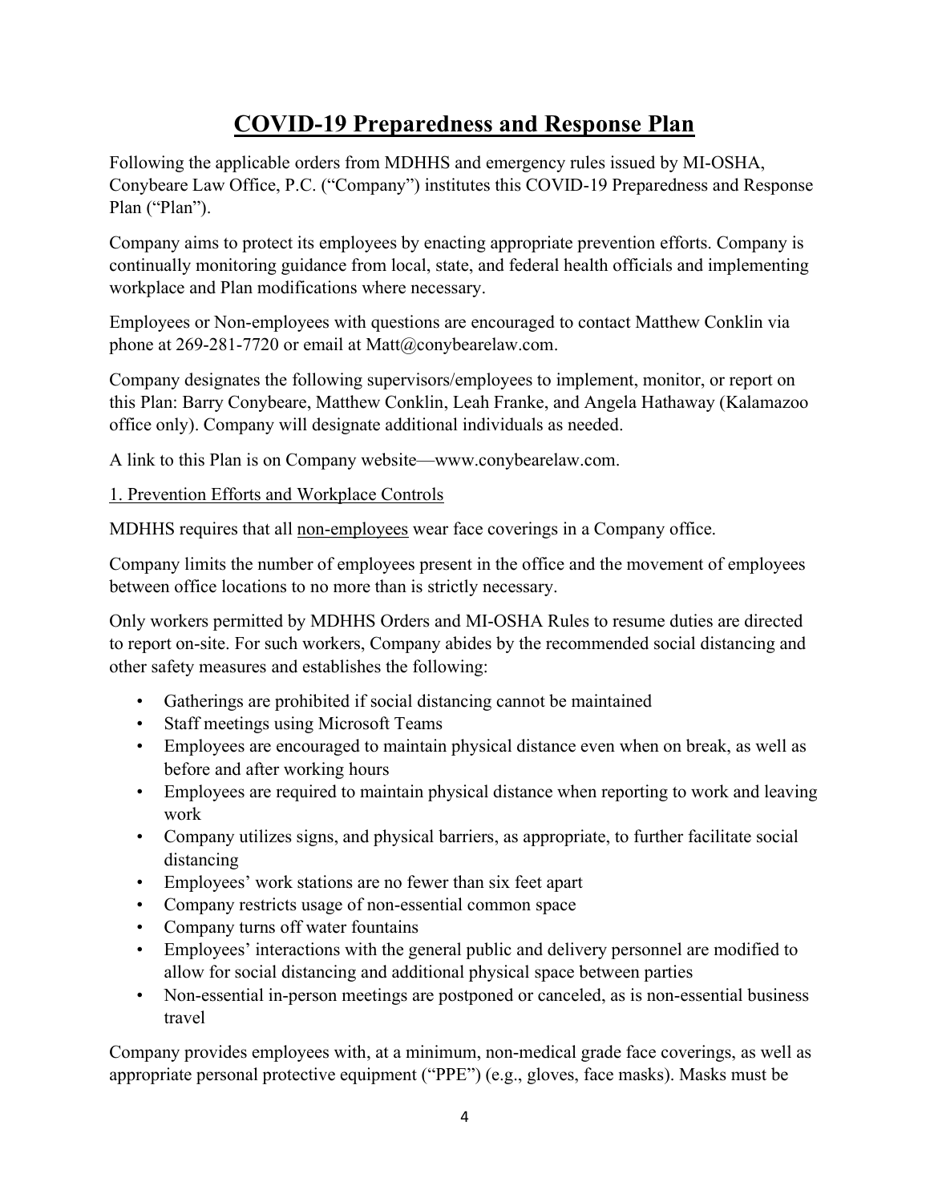# <u>COVID-19 Preparedness and Response Plan</u>

Following the applicable orders from MDHHS and emergency rules issued by MI-OSHA, Conybeare Law Office, P.C. ("Company") institutes this COVID-19 Preparedness and Response Plan ("Plan").

Company aims to protect its employees by enacting appropriate prevention efforts. Company is continually monitoring guidance from local, state, and federal health officials and implementing workplace and Plan modifications where necessary.

Employees or Non-employees with questions are encouraged to contact Matthew Conklin via phone at 269-281-7720 or email at Matt@conybearelaw.com.

Company designates the following supervisors/employees to implement, monitor, or report on this Plan: Barry Conybeare, Matthew Conklin, Leah Franke, and Angela Hathaway (Kalamazoo office only). Company will designate additional individuals as needed.

A link to this Plan is on Company website—www.conybearelaw.com.

<u>1. Prevention Efforts and Workplace Controls</u>

MDHHS requires that all <u>non-employees</u> wear face coverings in a Company office.

Company limits the number of employees present in the office and the movement of employees between office locations to no more than is strictly necessary.

Only workers permitted by MDHHS Orders and MI-OSHA Rules to resume duties are directed to report on-site. For such workers, Company abides by the recommended social distancing and other safety measures and establishes the following:

- Gatherings are prohibited if social distancing cannot be maintained
- Staff meetings using Microsoft Teams
- Employees are encouraged to maintain physical distance even when on break, as well as before and after working hours
- Employees are required to maintain physical distance when reporting to work and leaving work
- Company utilizes signs, and physical barriers, as appropriate, to further facilitate social distancing
- Employees' work stations are no fewer than six feet apart
- Company restricts usage of non-essential common space
- Company turns off water fountains
- Employees' interactions with the general public and delivery personnel are modified to allow for social distancing and additional physical space between parties
- Non-essential in-person meetings are postponed or canceled, as is non-essential business travel

Company provides employees with, at a minimum, non-medical grade face coverings, as well as appropriate personal protective equipment ("PPE") (e.g., gloves, face masks). Masks must be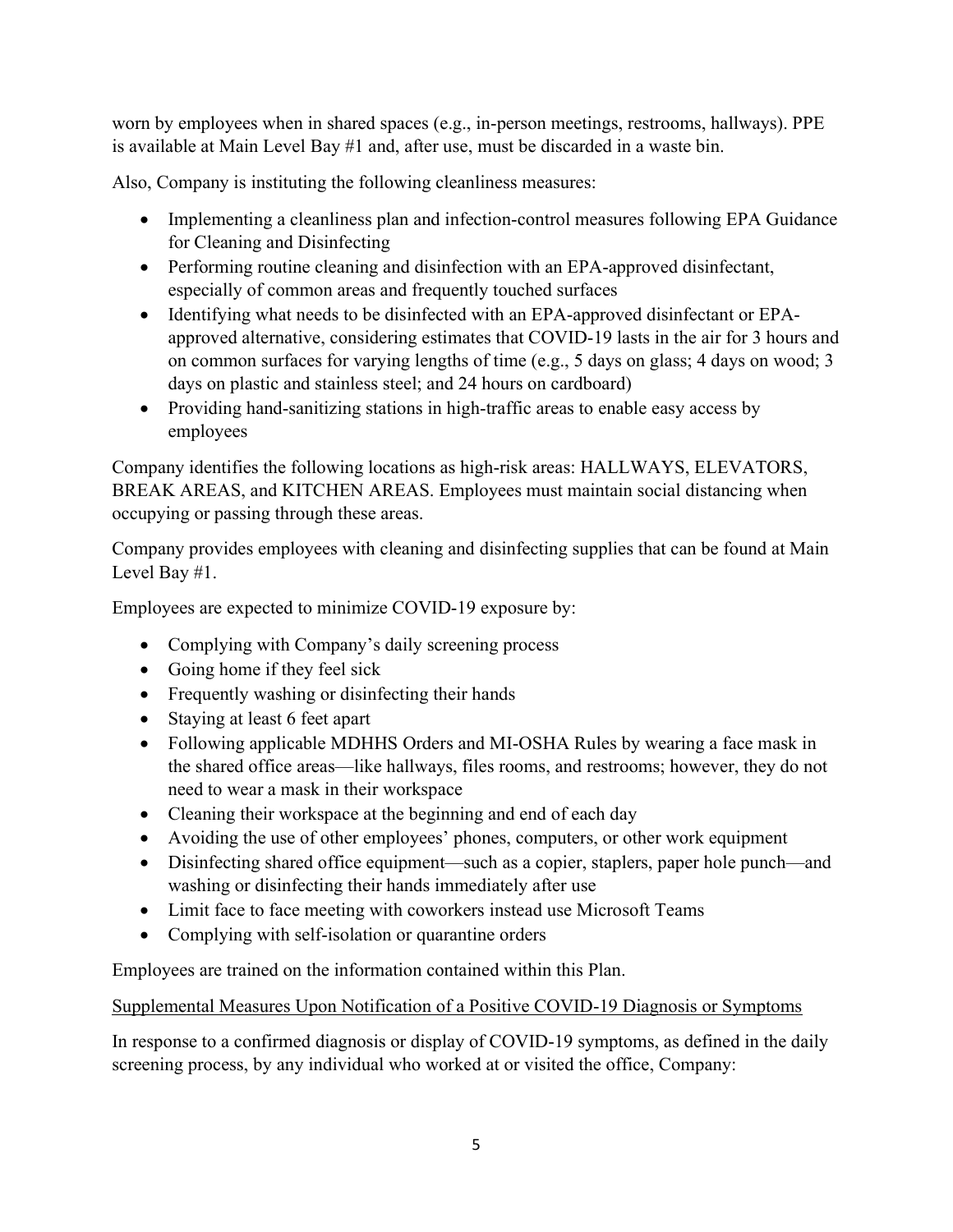worn by employees when in shared spaces (e.g., in-person meetings, restrooms, hallways). PPE is available at Main Level Bay #1 and, after use, must be discarded in a waste bin.

Also, Company is instituting the following cleanliness measures:

- Implementing a cleanliness plan and infection-control measures following EPA Guidance for Cleaning and Disinfecting
- Performing routine cleaning and disinfection with an EPA-approved disinfectant, especially of common areas and frequently touched surfaces
- Identifying what needs to be disinfected with an EPA-approved disinfectant or EPA-approved alternative, considering estimates that COVID-19 lasts in the air for 3 hours and on common surfaces for varying lengths of time (e.g., 5 days on glass; 4 days on wood; 3 days on plastic and stainless steel; and 24 hours on cardboard)
- Providing hand-sanitizing stations in high-traffic areas to enable easy access by employees

Company identifies the following locations as high-risk areas: HALLWAYS, ELEVATORS, BREAK AREAS, and KITCHEN AREAS. Employees must maintain social distancing when occupying or passing through these areas.

Company provides employees with cleaning and disinfecting supplies that can be found at Main Level Bay #1.

Employees are expected to minimize COVID-19 exposure by:

- Complying with Company's daily screening process
- Going home if they feel sick
- Frequently washing or disinfecting their hands
- Staying at least 6 feet apart
- Following applicable MDHHS Orders and MI-OSHA Rules by wearing a face mask in the shared office areas—like hallways, files rooms, and restrooms; however, they do not need to wear a mask in their workspace
- Cleaning their workspace at the beginning and end of each day
- Avoiding the use of other employees' phones, computers, or other work equipment
- Disinfecting shared office equipment—such as a copier, staplers, paper hole punch—and washing or disinfecting their hands immediately after use
- Limit face to face meeting with coworkers instead use Microsoft Teams
- Complying with self-isolation or quarantine orders

Employees are trained on the information contained within this Plan.

<u>Supplemental Measures Upon Notification of a Positive COVID-19 Diagnosis or Symptoms</u>

In response to a confirmed diagnosis or display of COVID-19 symptoms, as defined in the daily screening process, by any individual who worked at or visited the office, Company: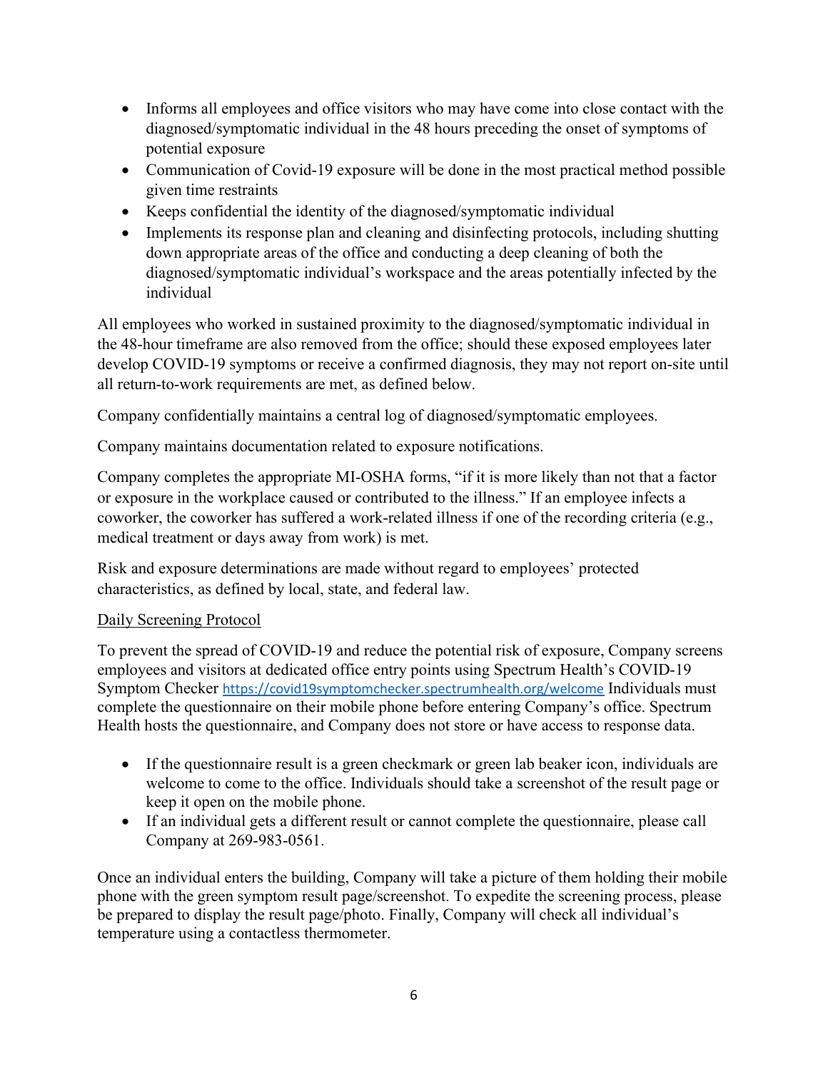- Informs all employees and office visitors who may have come into close contact with the diagnosed/symptomatic individual in the 48 hours preceding the onset of symptoms of potential exposure
- Communication of Covid-19 exposure will be done in the most practical method possible given time restraints
- Keeps confidential the identity of the diagnosed/symptomatic individual
- Implements its response plan and cleaning and disinfecting protocols, including shutting down appropriate areas of the office and conducting a deep cleaning of both the diagnosed/symptomatic individual's workspace and the areas potentially infected by the individual

All employees who worked in sustained proximity to the diagnosed/symptomatic individual in the 48-hour timeframe are also removed from the office; should these exposed employees later develop COVID-19 symptoms or receive a confirmed diagnosis, they may not report on-site until all return-to-work requirements are met, as defined below.

Company confidentially maintains a central log of diagnosed/symptomatic employees.

Company maintains documentation related to exposure notifications.

Company completes the appropriate MI-OSHA forms, "if it is more likely than not that a factor or exposure in the workplace caused or contributed to the illness." If an employee infects a coworker, the coworker has suffered a work-related illness if one of the recording criteria (e.g., medical treatment or days away from work) is met.

Risk and exposure determinations are made without regard to employees' protected characteristics, as defined by local, state, and federal law.

<u>Daily Screening Protocol</u>

To prevent the spread of COVID-19 and reduce the potential risk of exposure, Company screens employees and visitors at dedicated office entry points using Spectrum Health's COVID-19 Symptom Checker https://covid19symptomchecker.spectrumhealth.org/welcome Individuals must complete the questionnaire on their mobile phone before entering Company's office. Spectrum Health hosts the questionnaire, and Company does not store or have access to response data.

- If the questionnaire result is a green checkmark or green lab beaker icon, individuals are welcome to come to the office. Individuals should take a screenshot of the result page or keep it open on the mobile phone.
- If an individual gets a different result or cannot complete the questionnaire, please call Company at 269-983-0561.

Once an individual enters the building, Company will take a picture of them holding their mobile phone with the green symptom result page/screenshot. To expedite the screening process, please be prepared to display the result page/photo. Finally, Company will check all individual's temperature using a contactless thermometer.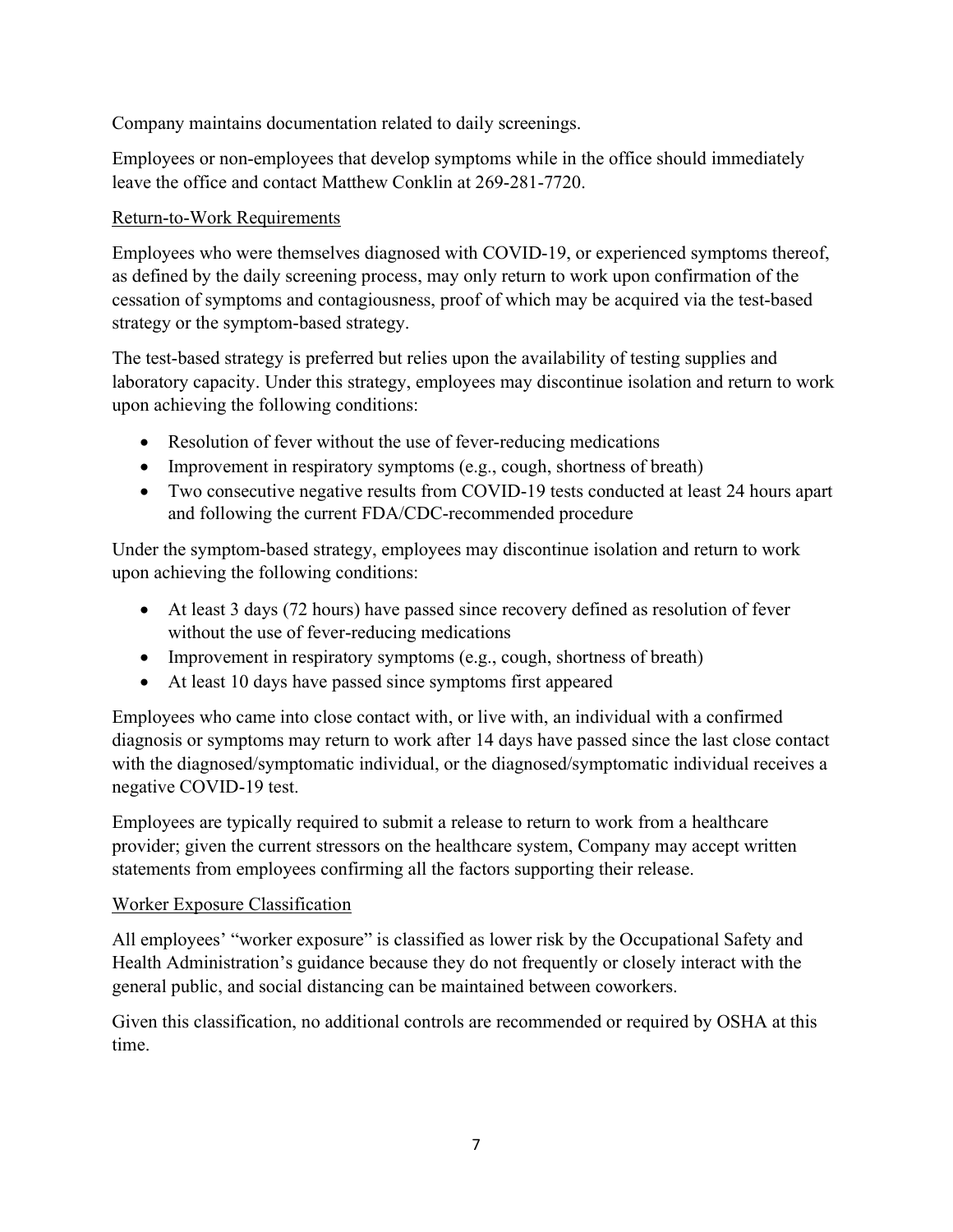Company maintains documentation related to daily screenings.

Employees or non-employees that develop symptoms while in the office should immediately leave the office and contact Matthew Conklin at 269-281-7720.

## Return-to-Work Requirements

Employees who were themselves diagnosed with COVID-19, or experienced symptoms thereof, as defined by the daily screening process, may only return to work upon confirmation of the cessation of symptoms and contagiousness, proof of which may be acquired via the test-based strategy or the symptom-based strategy.

The test-based strategy is preferred but relies upon the availability of testing supplies and laboratory capacity. Under this strategy, employees may discontinue isolation and return to work upon achieving the following conditions:

- Resolution of fever without the use of fever-reducing medications
- Improvement in respiratory symptoms (e.g., cough, shortness of breath)
- Two consecutive negative results from COVID-19 tests conducted at least 24 hours apart and following the current FDA/CDC-recommended procedure

Under the symptom-based strategy, employees may discontinue isolation and return to work upon achieving the following conditions:

- At least 3 days (72 hours) have passed since recovery defined as resolution of fever without the use of fever-reducing medications
- Improvement in respiratory symptoms (e.g., cough, shortness of breath)
- At least 10 days have passed since symptoms first appeared

Employees who came into close contact with, or live with, an individual with a confirmed diagnosis or symptoms may return to work after 14 days have passed since the last close contact with the diagnosed/symptomatic individual, or the diagnosed/symptomatic individual receives a negative COVID-19 test.

Employees are typically required to submit a release to return to work from a healthcare provider; given the current stressors on the healthcare system, Company may accept written statements from employees confirming all the factors supporting their release.

## Worker Exposure Classification

All employees' "worker exposure" is classified as lower risk by the Occupational Safety and Health Administration's guidance because they do not frequently or closely interact with the general public, and social distancing can be maintained between coworkers.

Given this classification, no additional controls are recommended or required by OSHA at this time.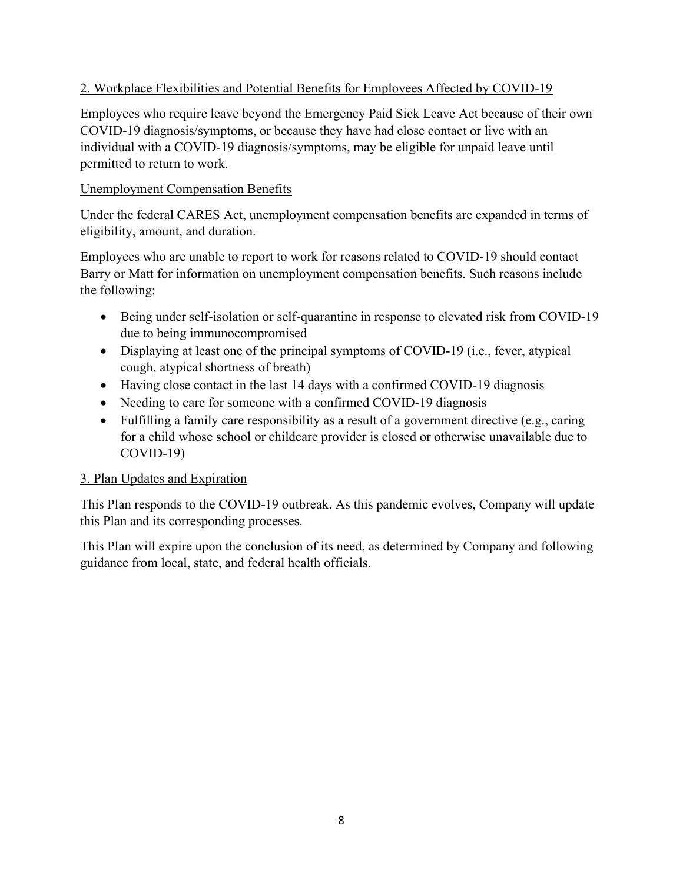## 2. Workplace Flexibilities and Potential Benefits for Employees Affected by COVID-19

Employees who require leave beyond the Emergency Paid Sick Leave Act because of their own COVID-19 diagnosis/symptoms, or because they have had close contact or live with an individual with a COVID-19 diagnosis/symptoms, may be eligible for unpaid leave until permitted to return to work.

### Unemployment Compensation Benefits

Under the federal CARES Act, unemployment compensation benefits are expanded in terms of eligibility, amount, and duration.

Employees who are unable to report to work for reasons related to COVID-19 should contact Barry or Matt for information on unemployment compensation benefits. Such reasons include the following:

- Being under self-isolation or self-quarantine in response to elevated risk from COVID-19 due to being immunocompromised
- Displaying at least one of the principal symptoms of COVID-19 (i.e., fever, atypical cough, atypical shortness of breath)
- Having close contact in the last 14 days with a confirmed COVID-19 diagnosis
- Needing to care for someone with a confirmed COVID-19 diagnosis
- Fulfilling a family care responsibility as a result of a government directive (e.g., caring for a child whose school or childcare provider is closed or otherwise unavailable due to COVID-19)

## 3. Plan Updates and Expiration

This Plan responds to the COVID-19 outbreak. As this pandemic evolves, Company will update this Plan and its corresponding processes.

This Plan will expire upon the conclusion of its need, as determined by Company and following guidance from local, state, and federal health officials.